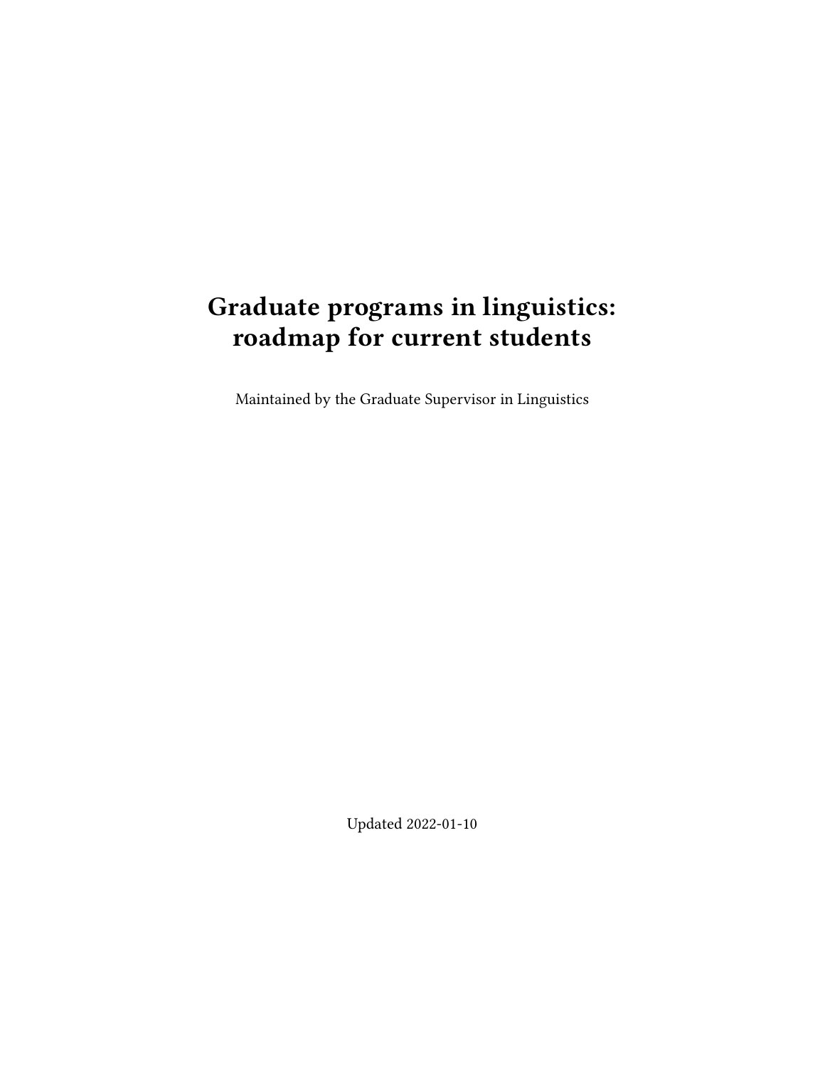# Graduate programs in linguistics: roadmap for current students

Maintained by the Graduate Supervisor in Linguistics

Updated 2022-01-10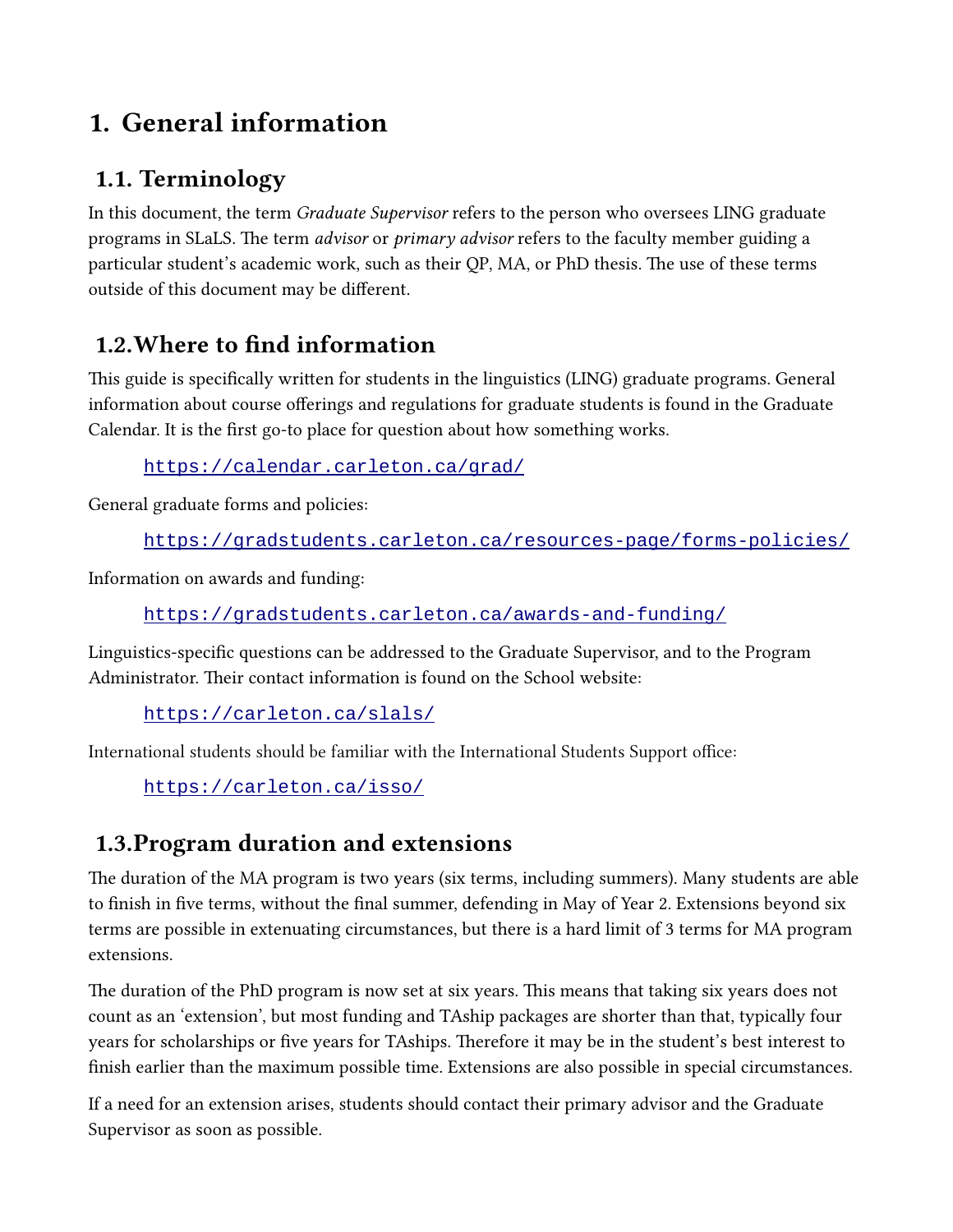# 1. General information

## 1.1. Terminology

In this document, the term *Graduate Supervisor* refers to the person who oversees LING graduate programs in SLaLS. The term *advisor* or *primary advisor* refers to the faculty member guiding a particular student's academic work, such as their QP, MA, or PhD thesis. The use of these terms outside of this document may be different.

## 1.2. Where to find information

This guide is specifically written for students in the linguistics (LING) graduate programs. General information about course offerings and regulations for graduate students is found in the Graduate Calendar. It is the first go-to place for question about how something works.

> https://calendar.carleton.ca/grad/

General graduate forms and policies:

> https://gradstudents.carleton.ca/resources-page/forms-policies/

Information on awards and funding:

> https://gradstudents.carleton.ca/awards-and-funding/

Linguistics-specific questions can be addressed to the Graduate Supervisor, and to the Program Administrator. Their contact information is found on the School website:

> https://carleton.ca/slals/

International students should be familiar with the International Students Support office:

> https://carleton.ca/isso/

## 1.3. Program duration and extensions

The duration of the MA program is two years (six terms, including summers). Many students are able to finish in five terms, without the final summer, defending in May of Year 2. Extensions beyond six terms are possible in extenuating circumstances, but there is a hard limit of 3 terms for MA program extensions.

The duration of the PhD program is now set at six years. This means that taking six years does not count as an 'extension', but most funding and TAship packages are shorter than that, typically four years for scholarships or five years for TAships. Therefore it may be in the student's best interest to finish earlier than the maximum possible time. Extensions are also possible in special circumstances.

If a need for an extension arises, students should contact their primary advisor and the Graduate Supervisor as soon as possible.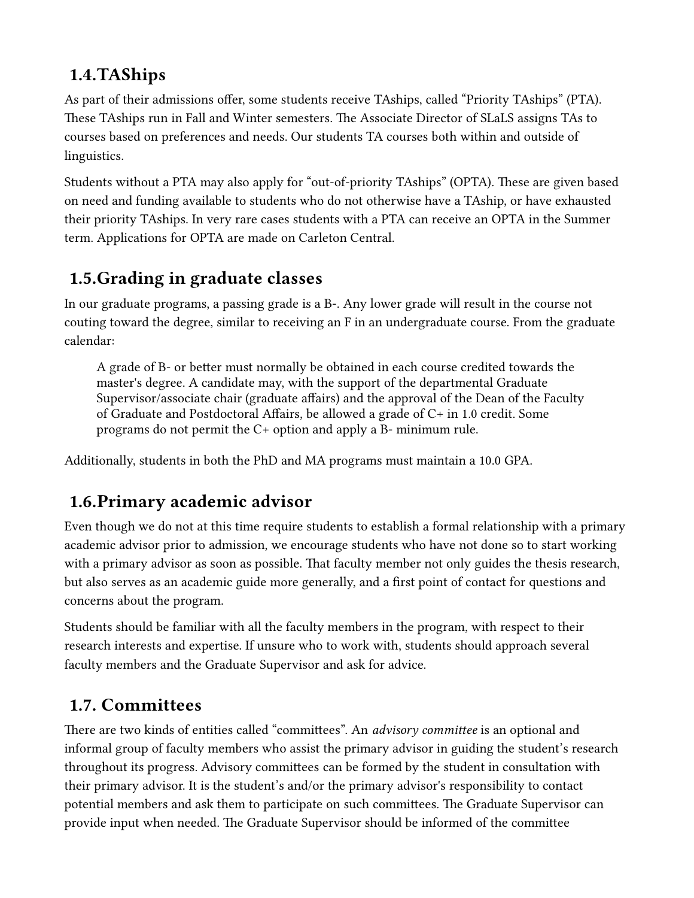## 1.4.TAShips

As part of their admissions offer, some students receive TAships, called "Priority TAships" (PTA). These TAships run in Fall and Winter semesters. The Associate Director of SLaLS assigns TAs to courses based on preferences and needs. Our students TA courses both within and outside of linguistics.

Students without a PTA may also apply for "out-of-priority TAships" (OPTA). These are given based on need and funding available to students who do not otherwise have a TAship, or have exhausted their priority TAships. In very rare cases students with a PTA can receive an OPTA in the Summer term. Applications for OPTA are made on Carleton Central.

## 1.5.Grading in graduate classes

In our graduate programs, a passing grade is a B-. Any lower grade will result in the course not couting toward the degree, similar to receiving an F in an undergraduate course. From the graduate calendar:

> A grade of B- or better must normally be obtained in each course credited towards the master's degree. A candidate may, with the support of the departmental Graduate Supervisor/associate chair (graduate affairs) and the approval of the Dean of the Faculty of Graduate and Postdoctoral Affairs, be allowed a grade of C+ in 1.0 credit. Some programs do not permit the C+ option and apply a B- minimum rule.

Additionally, students in both the PhD and MA programs must maintain a 10.0 GPA.

## 1.6.Primary academic advisor

Even though we do not at this time require students to establish a formal relationship with a primary academic advisor prior to admission, we encourage students who have not done so to start working with a primary advisor as soon as possible. That faculty member not only guides the thesis research, but also serves as an academic guide more generally, and a first point of contact for questions and concerns about the program.

Students should be familiar with all the faculty members in the program, with respect to their research interests and expertise. If unsure who to work with, students should approach several faculty members and the Graduate Supervisor and ask for advice.

## 1.7. Committees

There are two kinds of entities called "committees". An *advisory committee* is an optional and informal group of faculty members who assist the primary advisor in guiding the student's research throughout its progress. Advisory committees can be formed by the student in consultation with their primary advisor. It is the student's and/or the primary advisor's responsibility to contact potential members and ask them to participate on such committees. The Graduate Supervisor can provide input when needed. The Graduate Supervisor should be informed of the committee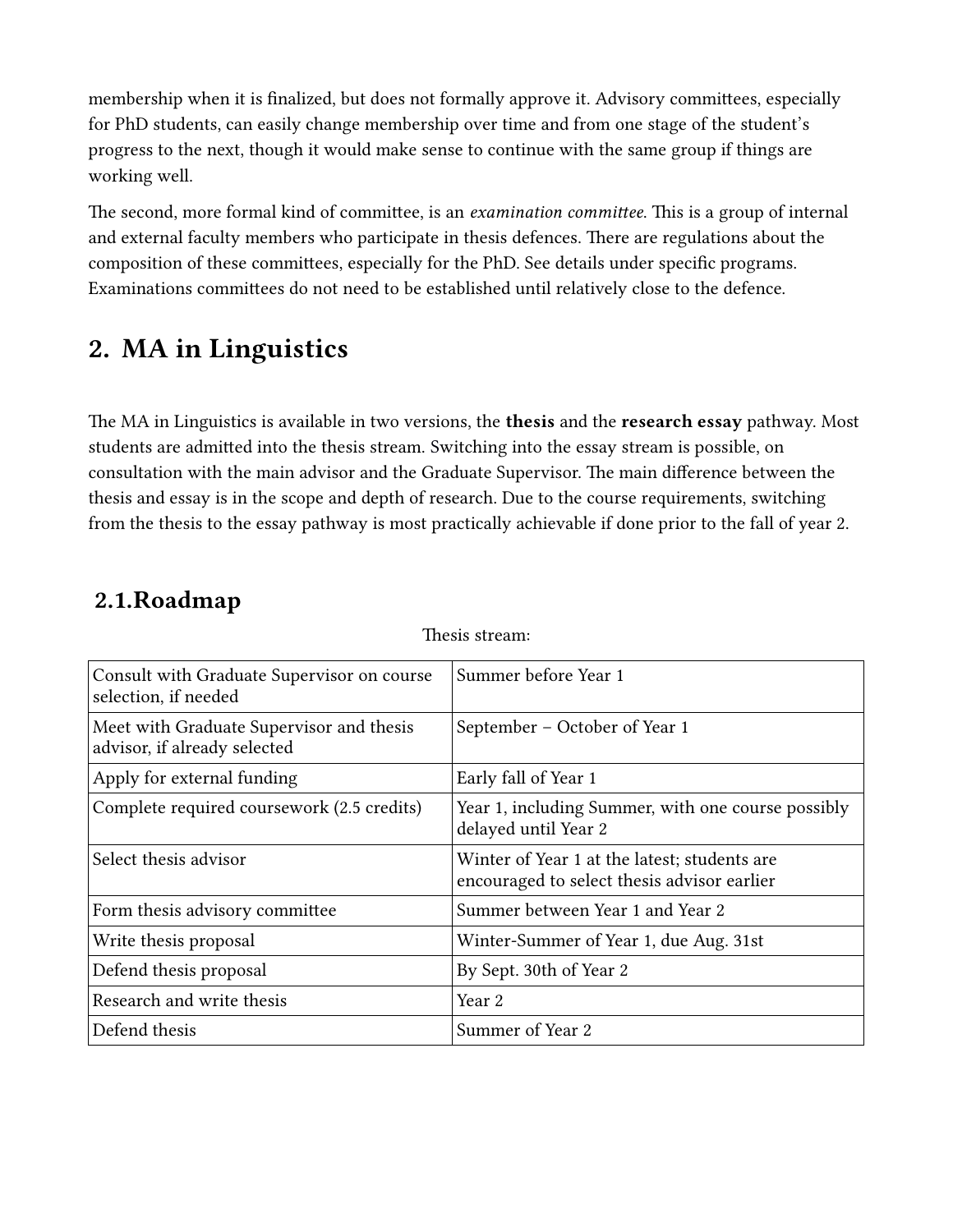membership when it is finalized, but does not formally approve it. Advisory committees, especially for PhD students, can easily change membership over time and from one stage of the student's progress to the next, though it would make sense to continue with the same group if things are working well.

The second, more formal kind of committee, is an *examination committee*. This is a group of internal and external faculty members who participate in thesis defences. There are regulations about the composition of these committees, especially for the PhD. See details under specific programs. Examinations committees do not need to be established until relatively close to the defence.

# 2. MA in Linguistics

The MA in Linguistics is available in two versions, the **thesis** and the **research essay** pathway. Most students are admitted into the thesis stream. Switching into the essay stream is possible, on consultation with the main advisor and the Graduate Supervisor. The main difference between the thesis and essay is in the scope and depth of research. Due to the course requirements, switching from the thesis to the essay pathway is most practically achievable if done prior to the fall of year 2.

## 2.1.Roadmap

Thesis stream:

| | |
|---|---|
| Consult with Graduate Supervisor on course selection, if needed | Summer before Year 1 |
| Meet with Graduate Supervisor and thesis advisor, if already selected | September – October of Year 1 |
| Apply for external funding | Early fall of Year 1 |
| Complete required coursework (2.5 credits) | Year 1, including Summer, with one course possibly delayed until Year 2 |
| Select thesis advisor | Winter of Year 1 at the latest; students are encouraged to select thesis advisor earlier |
| Form thesis advisory committee | Summer between Year 1 and Year 2 |
| Write thesis proposal | Winter-Summer of Year 1, due Aug. 31st |
| Defend thesis proposal | By Sept. 30th of Year 2 |
| Research and write thesis | Year 2 |
| Defend thesis | Summer of Year 2 |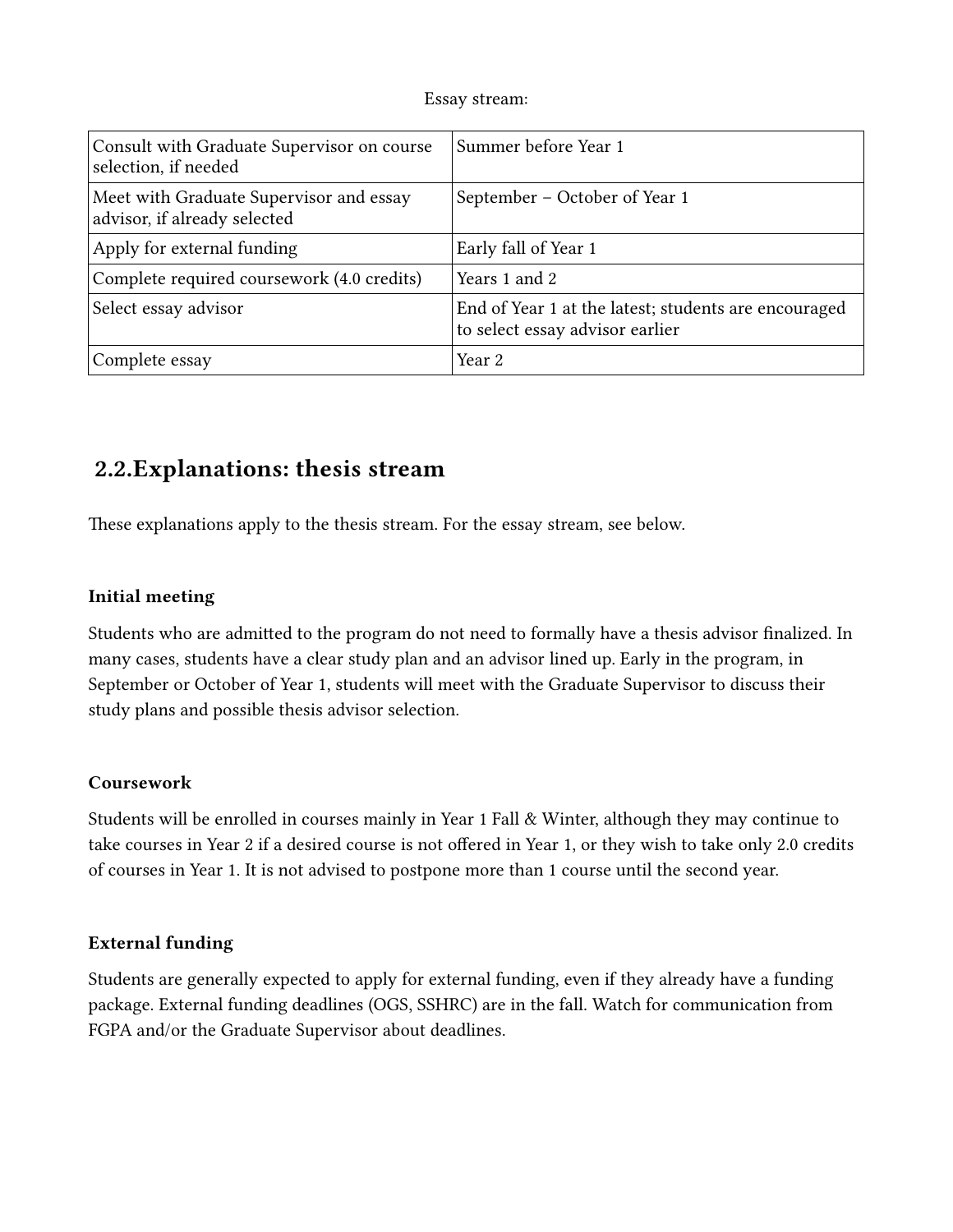Essay stream:

| | |
|---|---|
| Consult with Graduate Supervisor on course selection, if needed | Summer before Year 1 |
| Meet with Graduate Supervisor and essay advisor, if already selected | September – October of Year 1 |
| Apply for external funding | Early fall of Year 1 |
| Complete required coursework (4.0 credits) | Years 1 and 2 |
| Select essay advisor | End of Year 1 at the latest; students are encouraged to select essay advisor earlier |
| Complete essay | Year 2 |

## 2.2.Explanations: thesis stream

These explanations apply to the thesis stream. For the essay stream, see below.

**Initial meeting**

Students who are admitted to the program do not need to formally have a thesis advisor finalized. In many cases, students have a clear study plan and an advisor lined up. Early in the program, in September or October of Year 1, students will meet with the Graduate Supervisor to discuss their study plans and possible thesis advisor selection.

**Coursework**

Students will be enrolled in courses mainly in Year 1 Fall & Winter, although they may continue to take courses in Year 2 if a desired course is not offered in Year 1, or they wish to take only 2.0 credits of courses in Year 1. It is not advised to postpone more than 1 course until the second year.

**External funding**

Students are generally expected to apply for external funding, even if they already have a funding package. External funding deadlines (OGS, SSHRC) are in the fall. Watch for communication from FGPA and/or the Graduate Supervisor about deadlines.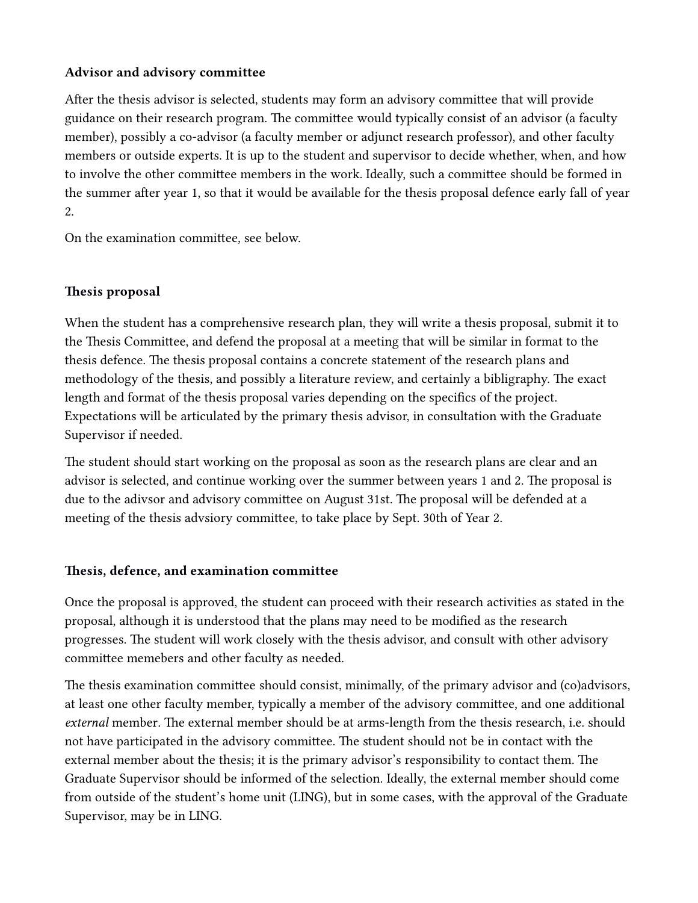**Advisor and advisory committee**

After the thesis advisor is selected, students may form an advisory committee that will provide guidance on their research program. The committee would typically consist of an advisor (a faculty member), possibly a co-advisor (a faculty member or adjunct research professor), and other faculty members or outside experts. It is up to the student and supervisor to decide whether, when, and how to involve the other committee members in the work. Ideally, such a committee should be formed in the summer after year 1, so that it would be available for the thesis proposal defence early fall of year 2.

On the examination committee, see below.

**Thesis proposal**

When the student has a comprehensive research plan, they will write a thesis proposal, submit it to the Thesis Committee, and defend the proposal at a meeting that will be similar in format to the thesis defence. The thesis proposal contains a concrete statement of the research plans and methodology of the thesis, and possibly a literature review, and certainly a bibliography. The exact length and format of the thesis proposal varies depending on the specifics of the project. Expectations will be articulated by the primary thesis advisor, in consultation with the Graduate Supervisor if needed.

The student should start working on the proposal as soon as the research plans are clear and an advisor is selected, and continue working over the summer between years 1 and 2. The proposal is due to the adivsor and advisory committee on August 31st. The proposal will be defended at a meeting of the thesis advsiory committee, to take place by Sept. 30th of Year 2.

**Thesis, defence, and examination committee**

Once the proposal is approved, the student can proceed with their research activities as stated in the proposal, although it is understood that the plans may need to be modified as the research progresses. The student will work closely with the thesis advisor, and consult with other advisory committee memebers and other faculty as needed.

The thesis examination committee should consist, minimally, of the primary advisor and (co)advisors, at least one other faculty member, typically a member of the advisory committee, and one additional *external* member. The external member should be at arms-length from the thesis research, i.e. should not have participated in the advisory committee. The student should not be in contact with the external member about the thesis; it is the primary advisor's responsibility to contact them. The Graduate Supervisor should be informed of the selection. Ideally, the external member should come from outside of the student's home unit (LING), but in some cases, with the approval of the Graduate Supervisor, may be in LING.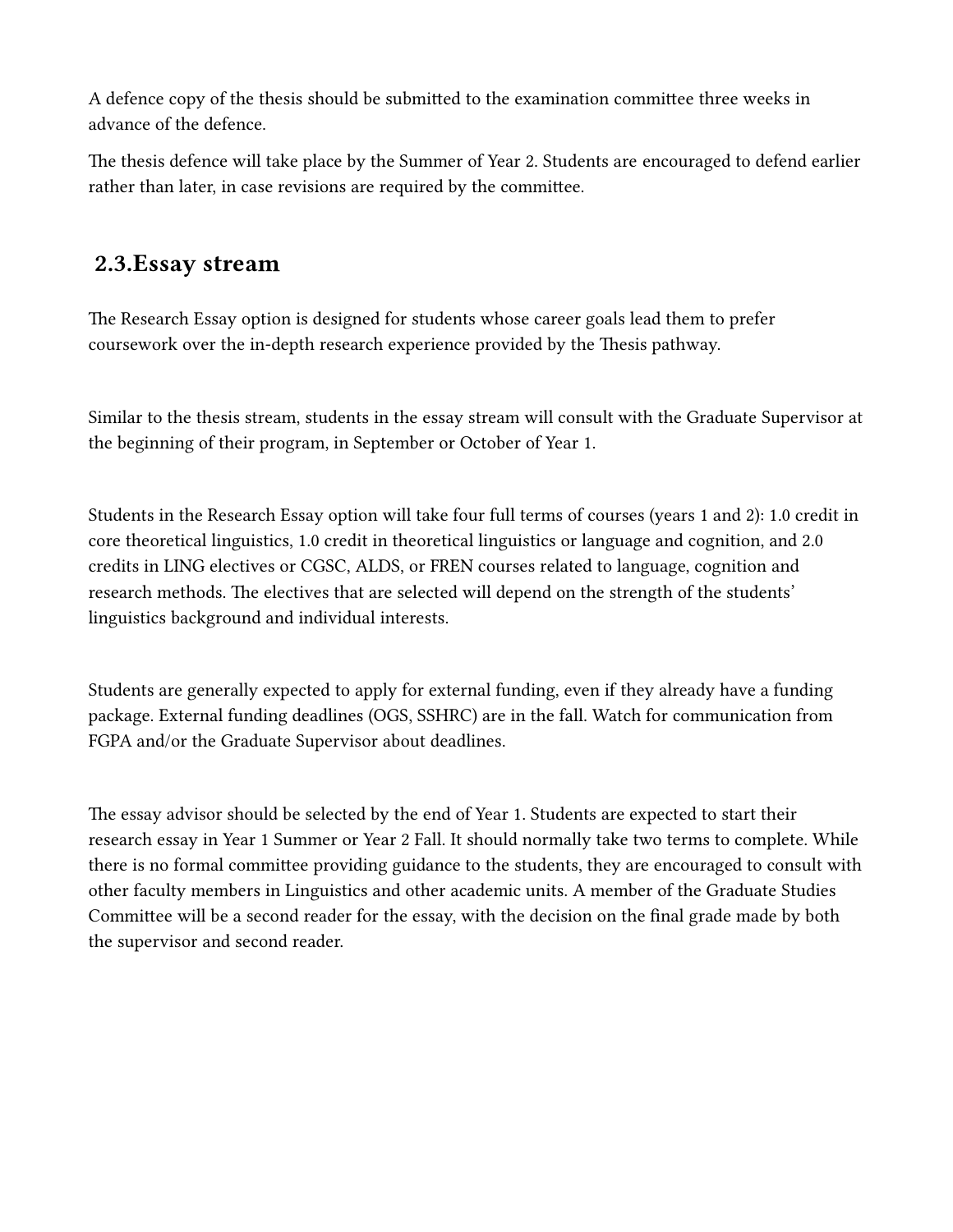A defence copy of the thesis should be submitted to the examination committee three weeks in advance of the defence.

The thesis defence will take place by the Summer of Year 2. Students are encouraged to defend earlier rather than later, in case revisions are required by the committee.

## 2.3.Essay stream

The Research Essay option is designed for students whose career goals lead them to prefer coursework over the in-depth research experience provided by the Thesis pathway.

Similar to the thesis stream, students in the essay stream will consult with the Graduate Supervisor at the beginning of their program, in September or October of Year 1.

Students in the Research Essay option will take four full terms of courses (years 1 and 2): 1.0 credit in core theoretical linguistics, 1.0 credit in theoretical linguistics or language and cognition, and 2.0 credits in LING electives or CGSC, ALDS, or FREN courses related to language, cognition and research methods. The electives that are selected will depend on the strength of the students' linguistics background and individual interests.

Students are generally expected to apply for external funding, even if they already have a funding package. External funding deadlines (OGS, SSHRC) are in the fall. Watch for communication from FGPA and/or the Graduate Supervisor about deadlines.

The essay advisor should be selected by the end of Year 1. Students are expected to start their research essay in Year 1 Summer or Year 2 Fall. It should normally take two terms to complete. While there is no formal committee providing guidance to the students, they are encouraged to consult with other faculty members in Linguistics and other academic units. A member of the Graduate Studies Committee will be a second reader for the essay, with the decision on the final grade made by both the supervisor and second reader.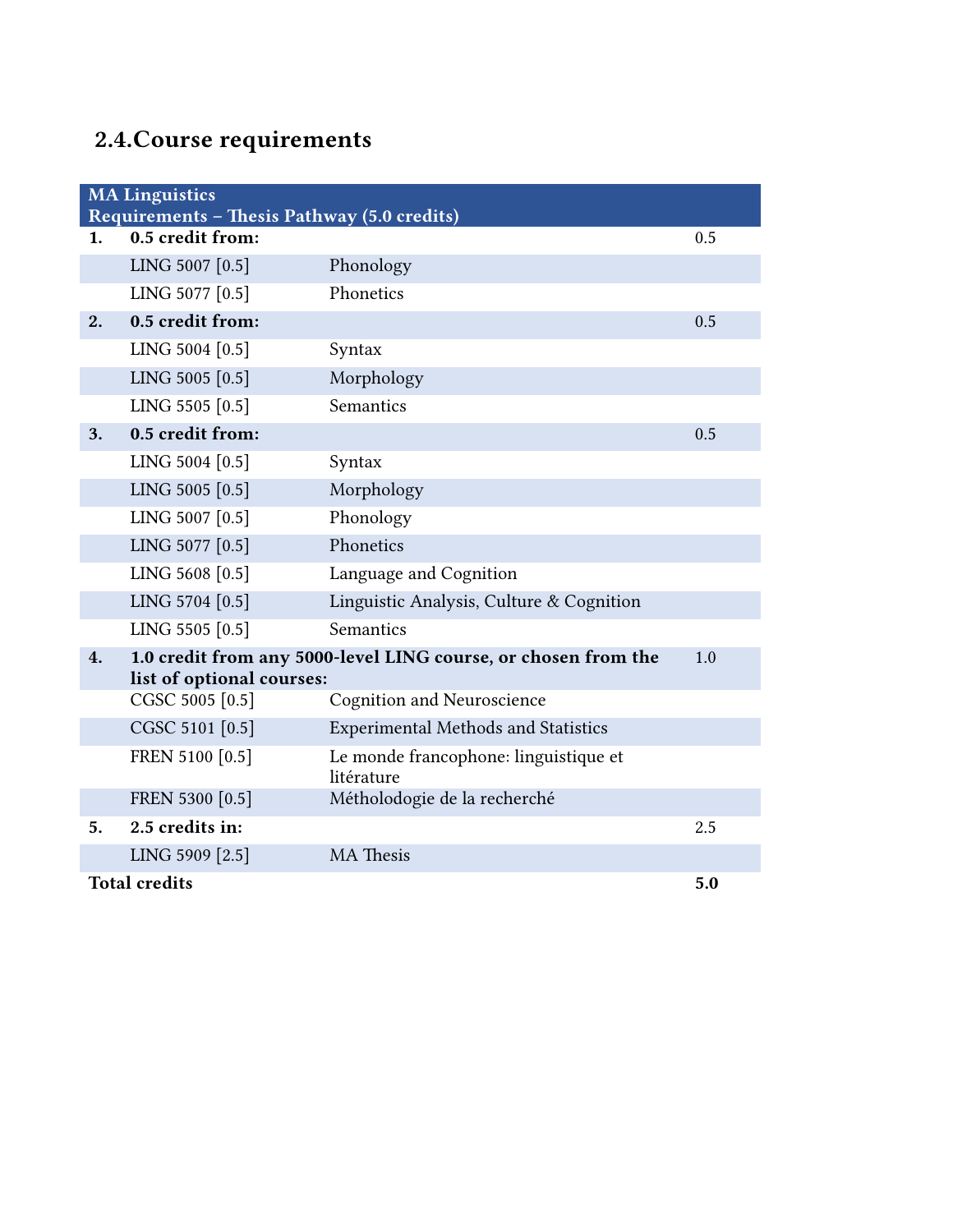## 2.4.Course requirements

| MA Linguistics<br>Requirements – Thesis Pathway (5.0 credits) | | | |
|---|---|---|---|
| **1.** | **0.5 credit from:** | | 0.5 |
| | LING 5007 [0.5] | Phonology | |
| | LING 5077 [0.5] | Phonetics | |
| **2.** | **0.5 credit from:** | | 0.5 |
| | LING 5004 [0.5] | Syntax | |
| | LING 5005 [0.5] | Morphology | |
| | LING 5505 [0.5] | Semantics | |
| **3.** | **0.5 credit from:** | | 0.5 |
| | LING 5004 [0.5] | Syntax | |
| | LING 5005 [0.5] | Morphology | |
| | LING 5007 [0.5] | Phonology | |
| | LING 5077 [0.5] | Phonetics | |
| | LING 5608 [0.5] | Language and Cognition | |
| | LING 5704 [0.5] | Linguistic Analysis, Culture & Cognition | |
| | LING 5505 [0.5] | Semantics | |
| **4.** | **1.0 credit from any 5000-level LING course, or chosen from the list of optional courses:** | | 1.0 |
| | CGSC 5005 [0.5] | Cognition and Neuroscience | |
| | CGSC 5101 [0.5] | Experimental Methods and Statistics | |
| | FREN 5100 [0.5] | Le monde francophone: linguistique et litérature | |
| | FREN 5300 [0.5] | Méthōlodogie de la recherché | |
| **5.** | **2.5 credits in:** | | 2.5 |
| | LING 5909 [2.5] | MA Thesis | |
| **Total credits** | | | **5.0** |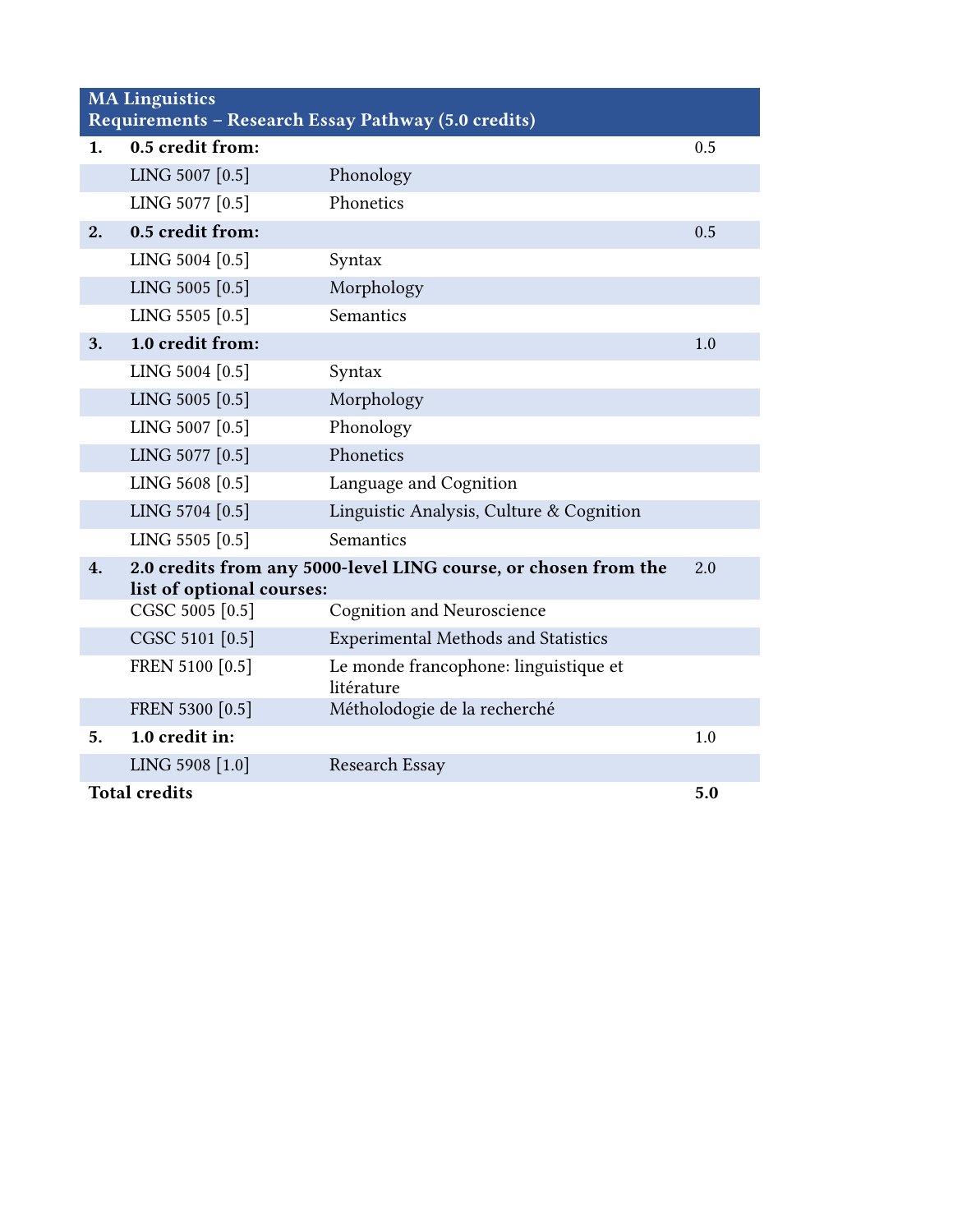| MA Linguistics<br>Requirements – Research Essay Pathway (5.0 credits) | | | |
|---|---|---|---|
| **1.** | **0.5 credit from:** | | 0.5 |
| | LING 5007 [0.5] | Phonology | |
| | LING 5077 [0.5] | Phonetics | |
| **2.** | **0.5 credit from:** | | 0.5 |
| | LING 5004 [0.5] | Syntax | |
| | LING 5005 [0.5] | Morphology | |
| | LING 5505 [0.5] | Semantics | |
| **3.** | **1.0 credit from:** | | 1.0 |
| | LING 5004 [0.5] | Syntax | |
| | LING 5005 [0.5] | Morphology | |
| | LING 5007 [0.5] | Phonology | |
| | LING 5077 [0.5] | Phonetics | |
| | LING 5608 [0.5] | Language and Cognition | |
| | LING 5704 [0.5] | Linguistic Analysis, Culture & Cognition | |
| | LING 5505 [0.5] | Semantics | |
| **4.** | **2.0 credits from any 5000-level LING course, or chosen from the list of optional courses:** | | 2.0 |
| | CGSC 5005 [0.5] | Cognition and Neuroscience | |
| | CGSC 5101 [0.5] | Experimental Methods and Statistics | |
| | FREN 5100 [0.5] | Le monde francophone: linguistique et litérature | |
| | FREN 5300 [0.5] | Méthologodie de la recherché | |
| **5.** | **1.0 credit in:** | | 1.0 |
| | LING 5908 [1.0] | Research Essay | |
| **Total credits** | | | **5.0** |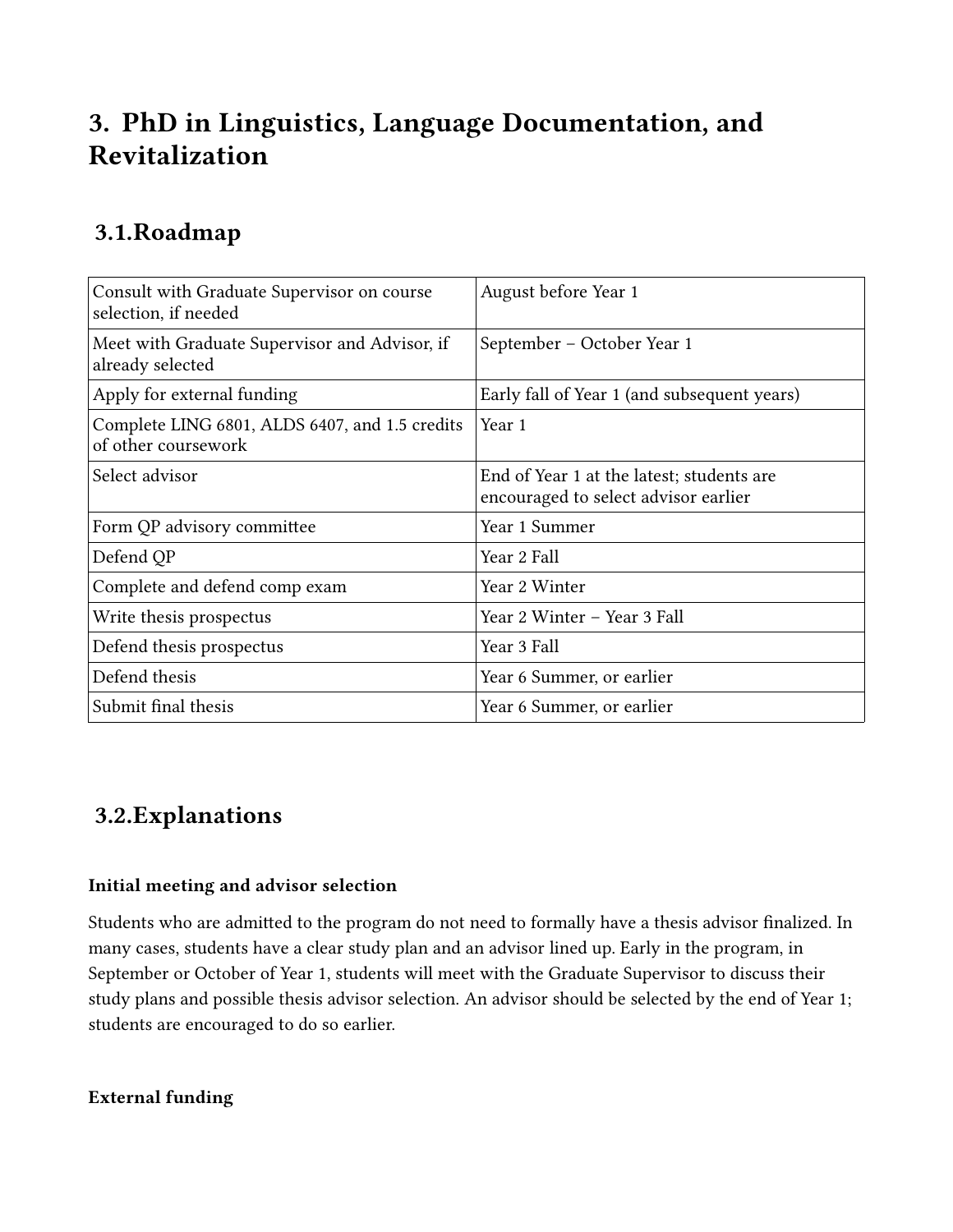# 3. PhD in Linguistics, Language Documentation, and Revitalization

## 3.1. Roadmap

| | |
|---|---|
| Consult with Graduate Supervisor on course selection, if needed | August before Year 1 |
| Meet with Graduate Supervisor and Advisor, if already selected | September – October Year 1 |
| Apply for external funding | Early fall of Year 1 (and subsequent years) |
| Complete LING 6801, ALDS 6407, and 1.5 credits of other coursework | Year 1 |
| Select advisor | End of Year 1 at the latest; students are encouraged to select advisor earlier |
| Form QP advisory committee | Year 1 Summer |
| Defend QP | Year 2 Fall |
| Complete and defend comp exam | Year 2 Winter |
| Write thesis prospectus | Year 2 Winter – Year 3 Fall |
| Defend thesis prospectus | Year 3 Fall |
| Defend thesis | Year 6 Summer, or earlier |
| Submit final thesis | Year 6 Summer, or earlier |

## 3.2. Explanations

### Initial meeting and advisor selection

Students who are admitted to the program do not need to formally have a thesis advisor finalized. In many cases, students have a clear study plan and an advisor lined up. Early in the program, in September or October of Year 1, students will meet with the Graduate Supervisor to discuss their study plans and possible thesis advisor selection. An advisor should be selected by the end of Year 1; students are encouraged to do so earlier.

### External funding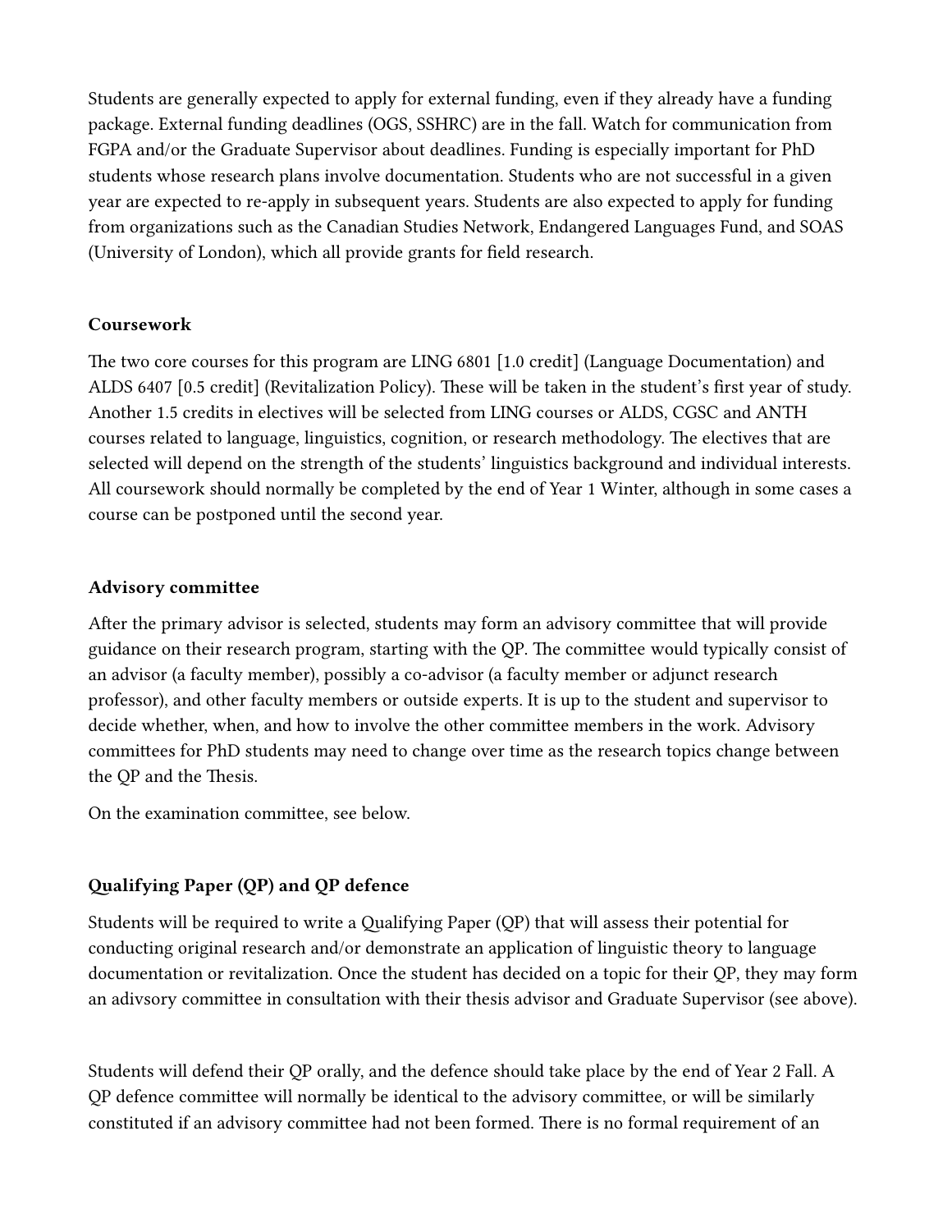Students are generally expected to apply for external funding, even if they already have a funding package. External funding deadlines (OGS, SSHRC) are in the fall. Watch for communication from FGPA and/or the Graduate Supervisor about deadlines. Funding is especially important for PhD students whose research plans involve documentation. Students who are not successful in a given year are expected to re-apply in subsequent years. Students are also expected to apply for funding from organizations such as the Canadian Studies Network, Endangered Languages Fund, and SOAS (University of London), which all provide grants for field research.

**Coursework**

The two core courses for this program are LING 6801 [1.0 credit] (Language Documentation) and ALDS 6407 [0.5 credit] (Revitalization Policy). These will be taken in the student's first year of study. Another 1.5 credits in electives will be selected from LING courses or ALDS, CGSC and ANTH courses related to language, linguistics, cognition, or research methodology. The electives that are selected will depend on the strength of the students' linguistics background and individual interests. All coursework should normally be completed by the end of Year 1 Winter, although in some cases a course can be postponed until the second year.

**Advisory committee**

After the primary advisor is selected, students may form an advisory committee that will provide guidance on their research program, starting with the QP. The committee would typically consist of an advisor (a faculty member), possibly a co-advisor (a faculty member or adjunct research professor), and other faculty members or outside experts. It is up to the student and supervisor to decide whether, when, and how to involve the other committee members in the work. Advisory committees for PhD students may need to change over time as the research topics change between the QP and the Thesis.

On the examination committee, see below.

**Qualifying Paper (QP) and QP defence**

Students will be required to write a Qualifying Paper (QP) that will assess their potential for conducting original research and/or demonstrate an application of linguistic theory to language documentation or revitalization. Once the student has decided on a topic for their QP, they may form an adivsory committee in consultation with their thesis advisor and Graduate Supervisor (see above).

Students will defend their QP orally, and the defence should take place by the end of Year 2 Fall. A QP defence committee will normally be identical to the advisory committee, or will be similarly constituted if an advisory committee had not been formed. There is no formal requirement of an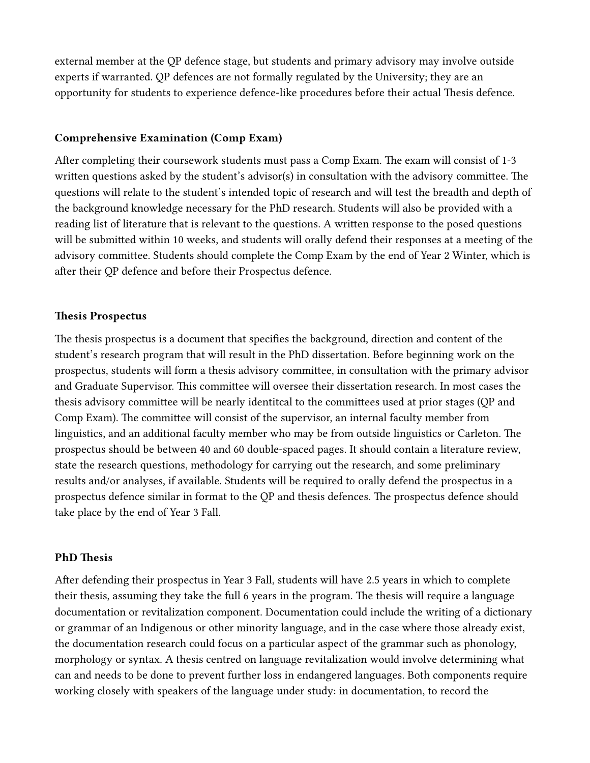external member at the QP defence stage, but students and primary advisory may involve outside experts if warranted. QP defences are not formally regulated by the University; they are an opportunity for students to experience defence-like procedures before their actual Thesis defence.

**Comprehensive Examination (Comp Exam)**

After completing their coursework students must pass a Comp Exam. The exam will consist of 1-3 written questions asked by the student's advisor(s) in consultation with the advisory committee. The questions will relate to the student's intended topic of research and will test the breadth and depth of the background knowledge necessary for the PhD research. Students will also be provided with a reading list of literature that is relevant to the questions. A written response to the posed questions will be submitted within 10 weeks, and students will orally defend their responses at a meeting of the advisory committee. Students should complete the Comp Exam by the end of Year 2 Winter, which is after their QP defence and before their Prospectus defence.

**Thesis Prospectus**

The thesis prospectus is a document that specifies the background, direction and content of the student's research program that will result in the PhD dissertation. Before beginning work on the prospectus, students will form a thesis advisory committee, in consultation with the primary advisor and Graduate Supervisor. This committee will oversee their dissertation research. In most cases the thesis advisory committee will be nearly identitcal to the committees used at prior stages (QP and Comp Exam). The committee will consist of the supervisor, an internal faculty member from linguistics, and an additional faculty member who may be from outside linguistics or Carleton. The prospectus should be between 40 and 60 double-spaced pages. It should contain a literature review, state the research questions, methodology for carrying out the research, and some preliminary results and/or analyses, if available. Students will be required to orally defend the prospectus in a prospectus defence similar in format to the QP and thesis defences. The prospectus defence should take place by the end of Year 3 Fall.

**PhD Thesis**

After defending their prospectus in Year 3 Fall, students will have 2.5 years in which to complete their thesis, assuming they take the full 6 years in the program. The thesis will require a language documentation or revitalization component. Documentation could include the writing of a dictionary or grammar of an Indigenous or other minority language, and in the case where those already exist, the documentation research could focus on a particular aspect of the grammar such as phonology, morphology or syntax. A thesis centred on language revitalization would involve determining what can and needs to be done to prevent further loss in endangered languages. Both components require working closely with speakers of the language under study: in documentation, to record the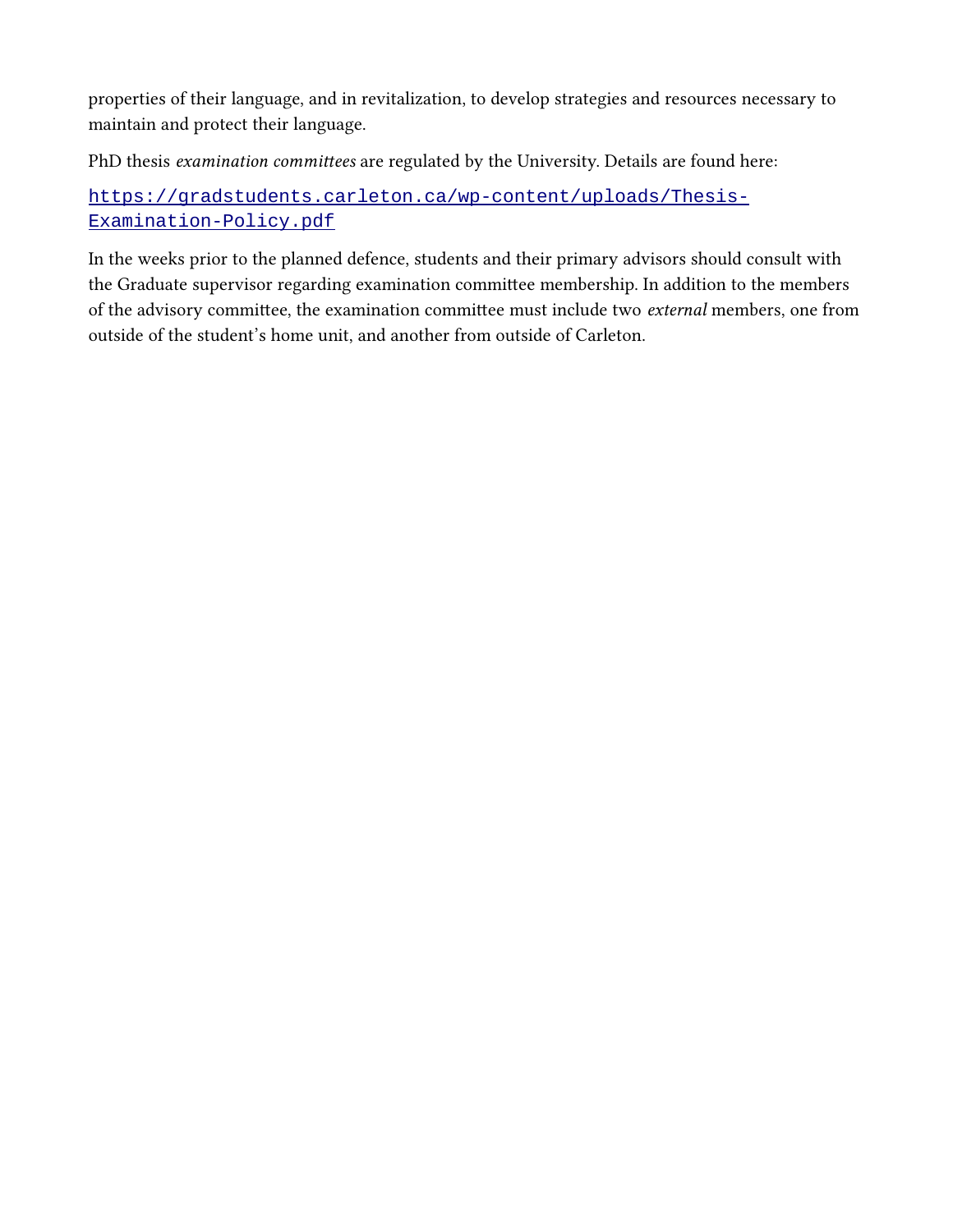properties of their language, and in revitalization, to develop strategies and resources necessary to maintain and protect their language.

PhD thesis *examination committees* are regulated by the University. Details are found here:

[https://gradstudents.carleton.ca/wp-content/uploads/Thesis-Examination-Policy.pdf](https://gradstudents.carleton.ca/wp-content/uploads/Thesis-Examination-Policy.pdf)

In the weeks prior to the planned defence, students and their primary advisors should consult with the Graduate supervisor regarding examination committee membership. In addition to the members of the advisory committee, the examination committee must include two *external* members, one from outside of the student's home unit, and another from outside of Carleton.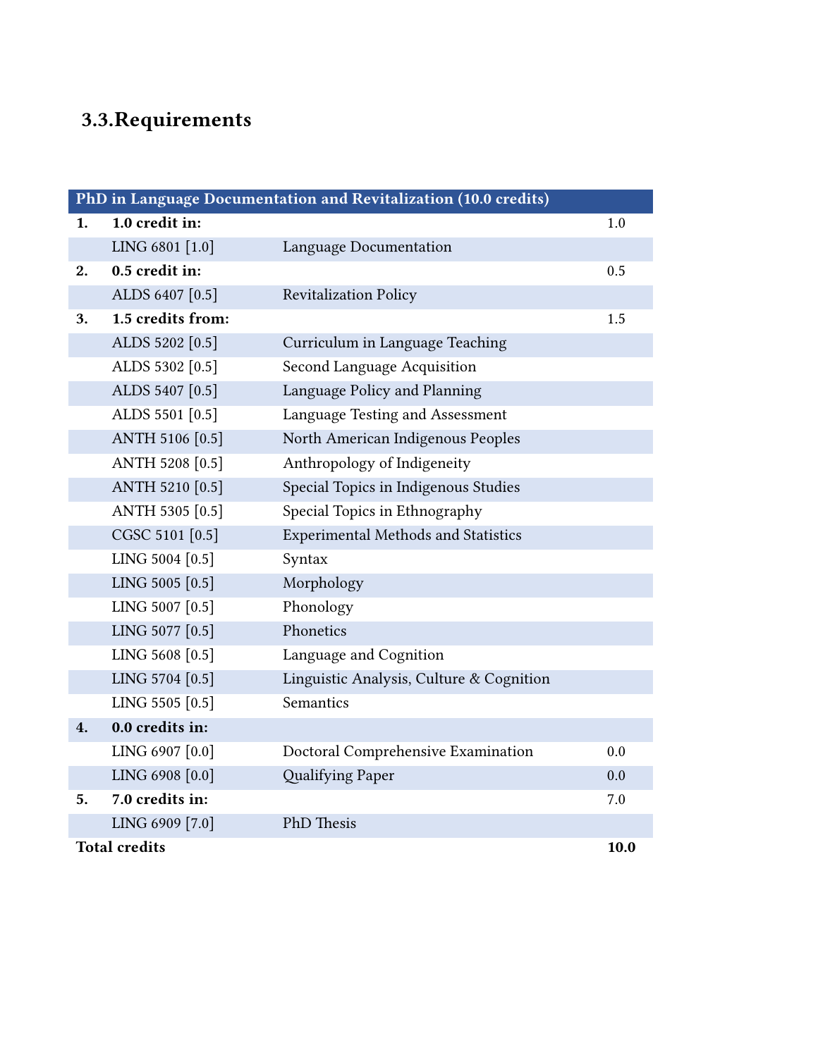## 3.3.Requirements

| PhD in Language Documentation and Revitalization (10.0 credits) | | | |
|---|---|---|---|
| **1.** | **1.0 credit in:** | | 1.0 |
| | LING 6801 [1.0] | Language Documentation | |
| **2.** | **0.5 credit in:** | | 0.5 |
| | ALDS 6407 [0.5] | Revitalization Policy | |
| **3.** | **1.5 credits from:** | | 1.5 |
| | ALDS 5202 [0.5] | Curriculum in Language Teaching | |
| | ALDS 5302 [0.5] | Second Language Acquisition | |
| | ALDS 5407 [0.5] | Language Policy and Planning | |
| | ALDS 5501 [0.5] | Language Testing and Assessment | |
| | ANTH 5106 [0.5] | North American Indigenous Peoples | |
| | ANTH 5208 [0.5] | Anthropology of Indigeneity | |
| | ANTH 5210 [0.5] | Special Topics in Indigenous Studies | |
| | ANTH 5305 [0.5] | Special Topics in Ethnography | |
| | CGSC 5101 [0.5] | Experimental Methods and Statistics | |
| | LING 5004 [0.5] | Syntax | |
| | LING 5005 [0.5] | Morphology | |
| | LING 5007 [0.5] | Phonology | |
| | LING 5077 [0.5] | Phonetics | |
| | LING 5608 [0.5] | Language and Cognition | |
| | LING 5704 [0.5] | Linguistic Analysis, Culture & Cognition | |
| | LING 5505 [0.5] | Semantics | |
| **4.** | **0.0 credits in:** | | |
| | LING 6907 [0.0] | Doctoral Comprehensive Examination | 0.0 |
| | LING 6908 [0.0] | Qualifying Paper | 0.0 |
| **5.** | **7.0 credits in:** | | 7.0 |
| | LING 6909 [7.0] | PhD Thesis | |
| **Total credits** | | | **10.0** |